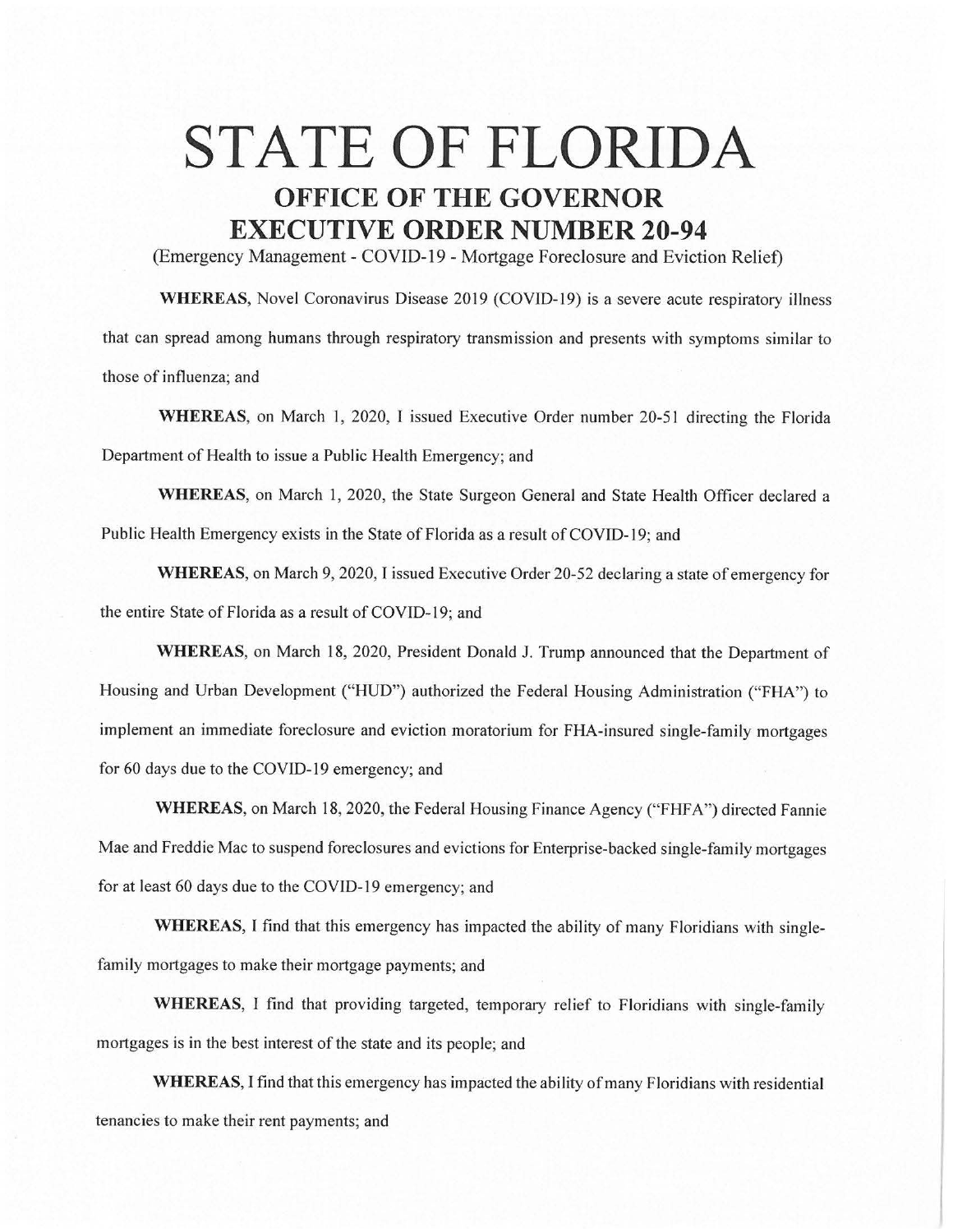# STATE OF FLORIDA

## OFFICE OF THE GOVERNOR
## EXECUTIVE ORDER NUMBER 20-94

(Emergency Management - COVID-19 - Mortgage Foreclosure and Eviction Relief)

**WHEREAS**, Novel Coronavirus Disease 2019 (COVID-19) is a severe acute respiratory illness that can spread among humans through respiratory transmission and presents with symptoms similar to those of influenza; and

**WHEREAS**, on March 1, 2020, I issued Executive Order number 20-51 directing the Florida Department of Health to issue a Public Health Emergency; and

**WHEREAS**, on March 1, 2020, the State Surgeon General and State Health Officer declared a Public Health Emergency exists in the State of Florida as a result of COVID-19; and

**WHEREAS**, on March 9, 2020, I issued Executive Order 20-52 declaring a state of emergency for the entire State of Florida as a result of COVID-19; and

**WHEREAS**, on March 18, 2020, President Donald J. Trump announced that the Department of Housing and Urban Development ("HUD") authorized the Federal Housing Administration ("FHA") to implement an immediate foreclosure and eviction moratorium for FHA-insured single-family mortgages for 60 days due to the COVID-19 emergency; and

**WHEREAS**, on March 18, 2020, the Federal Housing Finance Agency ("FHFA") directed Fannie Mae and Freddie Mac to suspend foreclosures and evictions for Enterprise-backed single-family mortgages for at least 60 days due to the COVID-19 emergency; and

**WHEREAS**, I find that this emergency has impacted the ability of many Floridians with single-family mortgages to make their mortgage payments; and

**WHEREAS**, I find that providing targeted, temporary relief to Floridians with single-family mortgages is in the best interest of the state and its people; and

**WHEREAS**, I find that this emergency has impacted the ability of many Floridians with residential tenancies to make their rent payments; and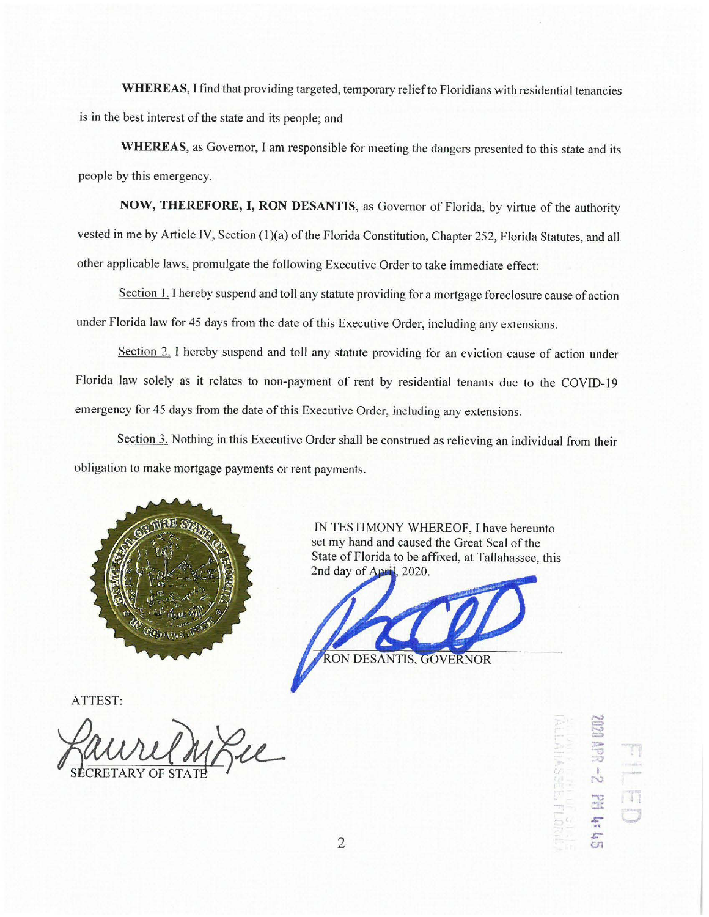**WHEREAS**, I find that providing targeted, temporary relief to Floridians with residential tenancies is in the best interest of the state and its people; and

**WHEREAS**, as Governor, I am responsible for meeting the dangers presented to this state and its people by this emergency.

**NOW, THEREFORE, I, RON DESANTIS**, as Governor of Florida, by virtue of the authority vested in me by Article IV, Section (1)(a) of the Florida Constitution, Chapter 252, Florida Statutes, and all other applicable laws, promulgate the following Executive Order to take immediate effect:

Section 1. I hereby suspend and toll any statute providing for a mortgage foreclosure cause of action under Florida law for 45 days from the date of this Executive Order, including any extensions.

Section 2. I hereby suspend and toll any statute providing for an eviction cause of action under Florida law solely as it relates to non-payment of rent by residential tenants due to the COVID-19 emergency for 45 days from the date of this Executive Order, including any extensions.

Section 3. Nothing in this Executive Order shall be construed as relieving an individual from their obligation to make mortgage payments or rent payments.

IN TESTIMONY WHEREOF, I have hereunto set my hand and caused the Great Seal of the State of Florida to be affixed, at Tallahassee, this 2nd day of April, 2020.

RON DESANTIS, GOVERNOR

ATTEST:

SECRETARY OF STATE

FILED

2020 APR -2 PM 4:45

DEPARTMENT OF STATE
TALLAHASSEE, FLORIDA